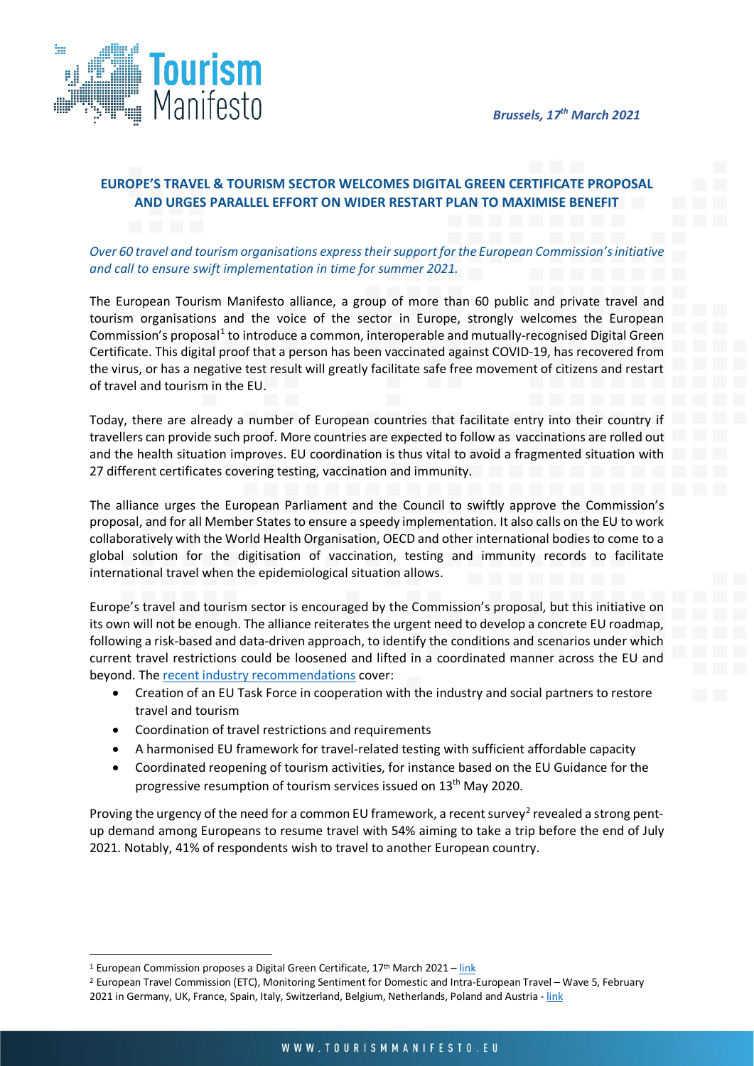*Brussels, 17th March 2021*

## EUROPE'S TRAVEL & TOURISM SECTOR WELCOMES DIGITAL GREEN CERTIFICATE PROPOSAL AND URGES PARALLEL EFFORT ON WIDER RESTART PLAN TO MAXIMISE BENEFIT

*Over 60 travel and tourism organisations express their support for the European Commission's initiative and call to ensure swift implementation in time for summer 2021.*

The European Tourism Manifesto alliance, a group of more than 60 public and private travel and tourism organisations and the voice of the sector in Europe, strongly welcomes the European Commission's proposal[1] to introduce a common, interoperable and mutually-recognised Digital Green Certificate. This digital proof that a person has been vaccinated against COVID-19, has recovered from the virus, or has a negative test result will greatly facilitate safe free movement of citizens and restart of travel and tourism in the EU.

Today, there are already a number of European countries that facilitate entry into their country if travellers can provide such proof. More countries are expected to follow as vaccinations are rolled out and the health situation improves. EU coordination is thus vital to avoid a fragmented situation with 27 different certificates covering testing, vaccination and immunity.

The alliance urges the European Parliament and the Council to swiftly approve the Commission's proposal, and for all Member States to ensure a speedy implementation. It also calls on the EU to work collaboratively with the World Health Organisation, OECD and other international bodies to come to a global solution for the digitisation of vaccination, testing and immunity records to facilitate international travel when the epidemiological situation allows.

Europe's travel and tourism sector is encouraged by the Commission's proposal, but this initiative on its own will not be enough. The alliance reiterates the urgent need to develop a concrete EU roadmap, following a risk-based and data-driven approach, to identify the conditions and scenarios under which current travel restrictions could be loosened and lifted in a coordinated manner across the EU and beyond. The recent industry recommendations cover:

- Creation of an EU Task Force in cooperation with the industry and social partners to restore travel and tourism
- Coordination of travel restrictions and requirements
- A harmonised EU framework for travel-related testing with sufficient affordable capacity
- Coordinated reopening of tourism activities, for instance based on the EU Guidance for the progressive resumption of tourism services issued on 13th May 2020.

Proving the urgency of the need for a common EU framework, a recent survey[2] revealed a strong pent-up demand among Europeans to resume travel with 54% aiming to take a trip before the end of July 2021. Notably, 41% of respondents wish to travel to another European country.

---

[1] European Commission proposes a Digital Green Certificate, 17th March 2021 – link

[2] European Travel Commission (ETC), Monitoring Sentiment for Domestic and Intra-European Travel – Wave 5, February 2021 in Germany, UK, France, Spain, Italy, Switzerland, Belgium, Netherlands, Poland and Austria - link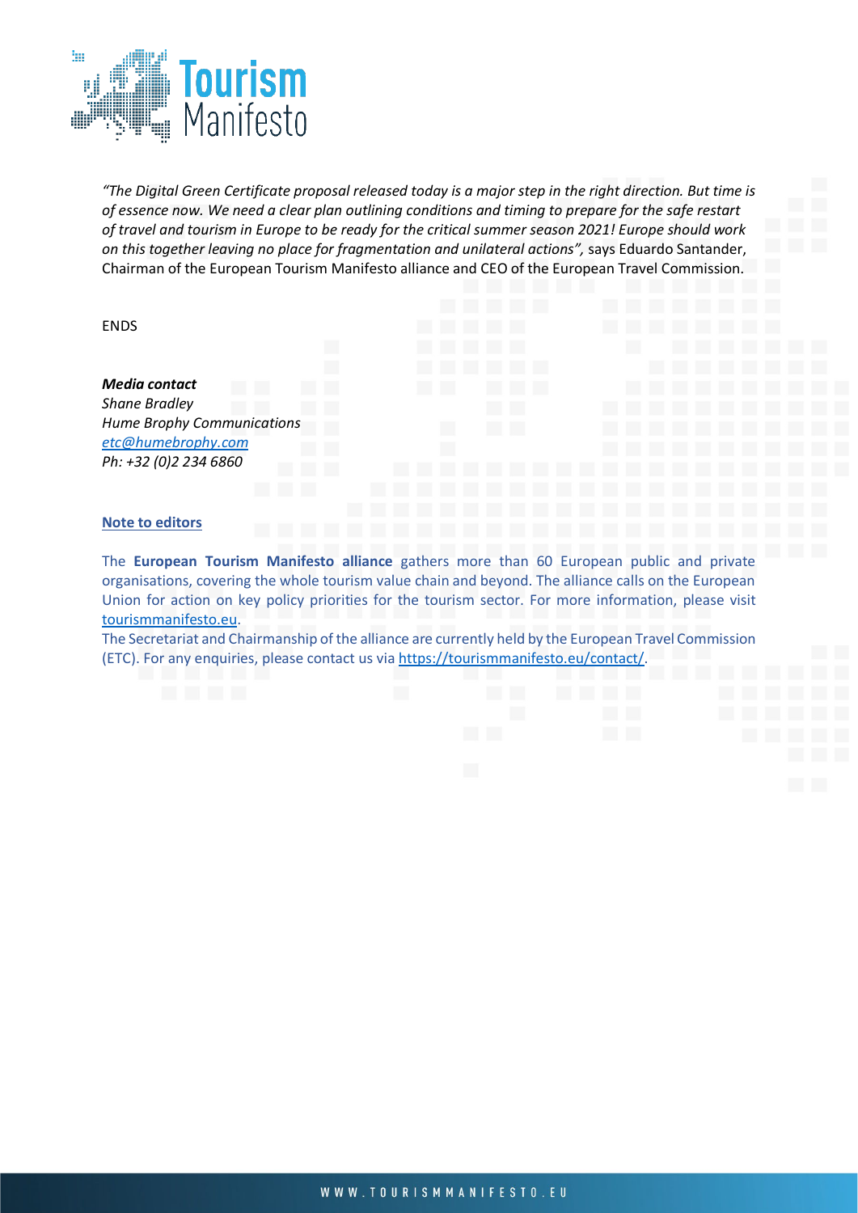*"The Digital Green Certificate proposal released today is a major step in the right direction. But time is of essence now. We need a clear plan outlining conditions and timing to prepare for the safe restart of travel and tourism in Europe to be ready for the critical summer season 2021! Europe should work on this together leaving no place for fragmentation and unilateral actions",* says Eduardo Santander, Chairman of the European Tourism Manifesto alliance and CEO of the European Travel Commission.

ENDS

***Media contact***
*Shane Bradley*
*Hume Brophy Communications*
*etc@humebrophy.com*
*Ph: +32 (0)2 234 6860*

**Note to editors**

The **European Tourism Manifesto alliance** gathers more than 60 European public and private organisations, covering the whole tourism value chain and beyond. The alliance calls on the European Union for action on key policy priorities for the tourism sector. For more information, please visit tourismmanifesto.eu.

The Secretariat and Chairmanship of the alliance are currently held by the European Travel Commission (ETC). For any enquiries, please contact us via https://tourismmanifesto.eu/contact/.